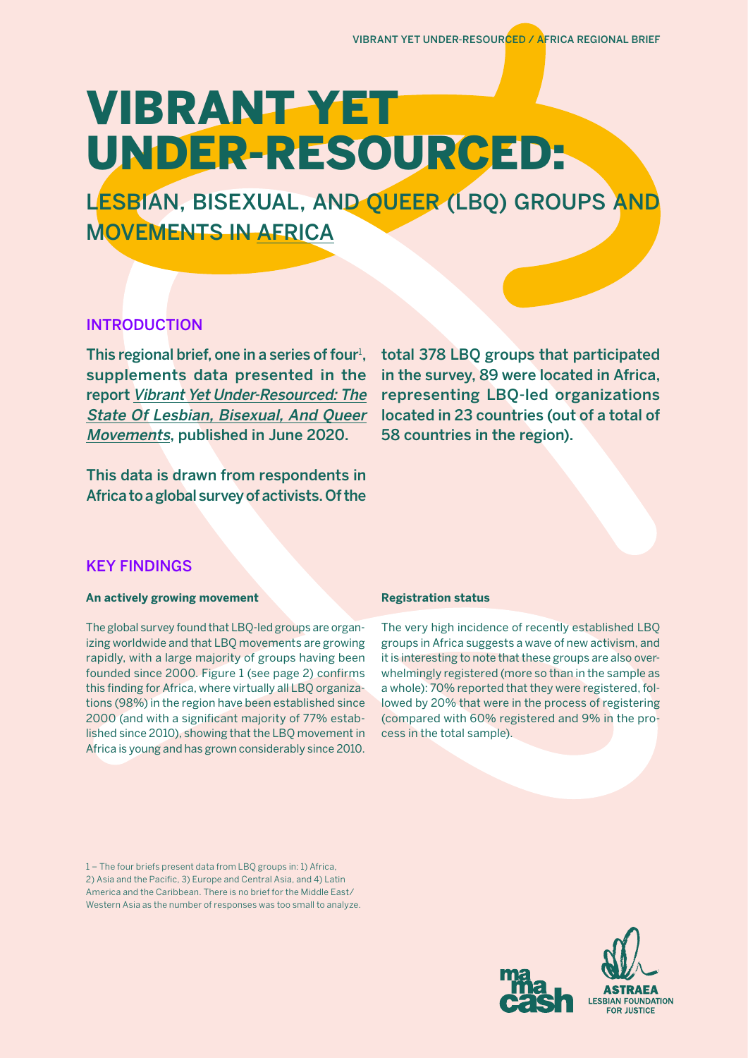# VIBRANT YET UNDER-RESOURCED:

## LESBIAN, BISEXUAL, AND QUEER (LBQ) GROUPS AND MOVEMENTS IN AFRICA

### INTRODUCTION

**This regional brief, one in a series of four[1], supplements data presented in the report *Vibrant Yet Under-Resourced: The State Of Lesbian, Bisexual, And Queer Movements*, published in June 2020.**

**This data is drawn from respondents in Africa to a global survey of activists. Of the total 378 LBQ groups that participated in the survey, 89 were located in Africa, representing LBQ-led organizations located in 23 countries (out of a total of 58 countries in the region).**

### KEY FINDINGS

**An actively growing movement**

The global survey found that LBQ-led groups are organizing worldwide and that LBQ movements are growing rapidly, with a large majority of groups having been founded since 2000. Figure 1 (see page 2) confirms this finding for Africa, where virtually all LBQ organizations (98%) in the region have been established since 2000 (and with a significant majority of 77% established since 2010), showing that the LBQ movement in Africa is young and has grown considerably since 2010.

**Registration status**

The very high incidence of recently established LBQ groups in Africa suggests a wave of new activism, and it is interesting to note that these groups are also overwhelmingly registered (more so than in the sample as a whole): 70% reported that they were registered, followed by 20% that were in the process of registering (compared with 60% registered and 9% in the process in the total sample).

1 – The four briefs present data from LBQ groups in: 1) Africa, 2) Asia and the Pacific, 3) Europe and Central Asia, and 4) Latin America and the Caribbean. There is no brief for the Middle East/Western Asia as the number of responses was too small to analyze.

mama cash

ASTRAEA LESBIAN FOUNDATION FOR JUSTICE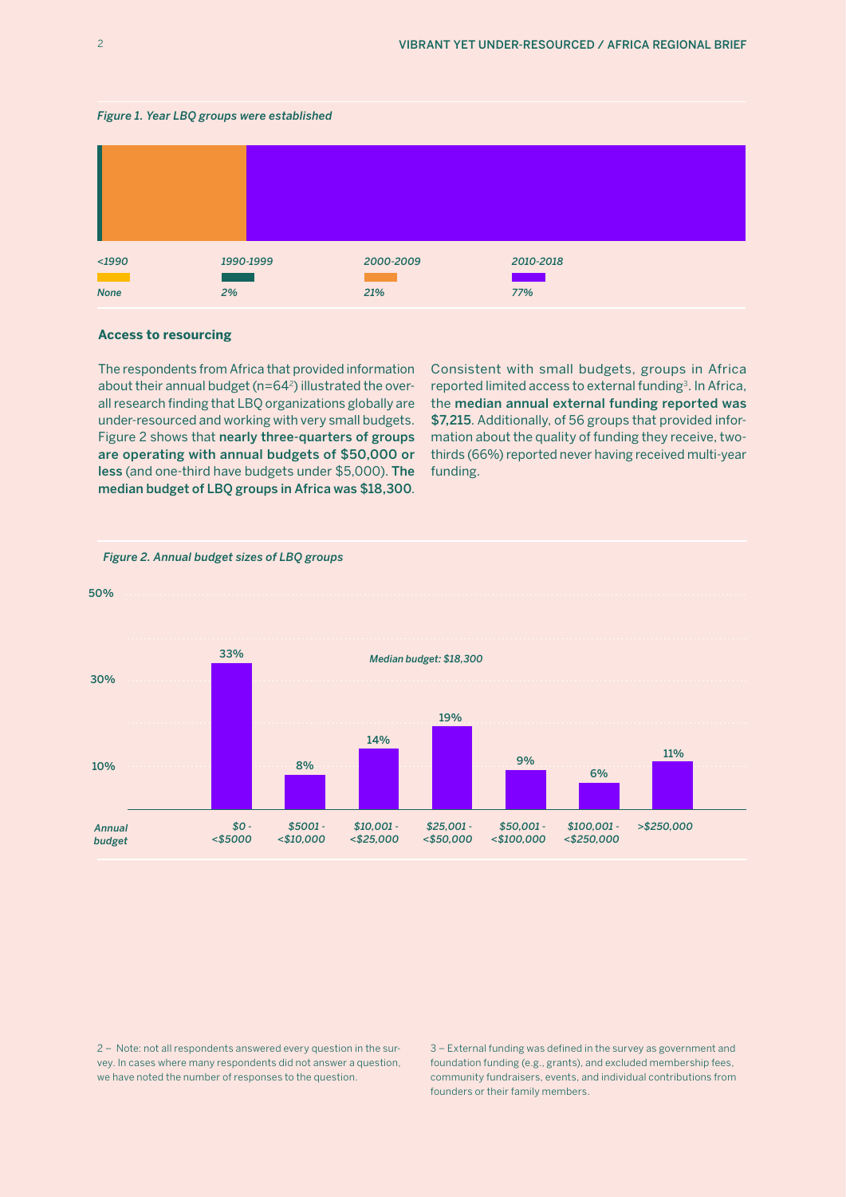*Figure 1. Year LBQ groups were established*

| <1990 | 1990-1999 | 2000-2009 | 2010-2018 |
|---|---|---|---|
| None | 2% | 21% | 77% |

### Access to resourcing

The respondents from Africa that provided information about their annual budget (n=64[2]) illustrated the overall research finding that LBQ organizations globally are under-resourced and working with very small budgets. Figure 2 shows that **nearly three-quarters of groups are operating with annual budgets of $50,000 or less** (and one-third have budgets under $5,000). **The median budget of LBQ groups in Africa was $18,300**.

Consistent with small budgets, groups in Africa reported limited access to external funding[3]. In Africa, the **median annual external funding reported was $7,215**. Additionally, of 56 groups that provided information about the quality of funding they receive, two-thirds (66%) reported never having received multi-year funding.

*Figure 2. Annual budget sizes of LBQ groups*

*Median budget: $18,300*

| Annual budget | $0 - <$5000 | $5001 - <$10,000 | $10,001 - <$25,000 | $25,001 - <$50,000 | $50,001 - <$100,000 | $100,001 - <$250,000 | >$250,000 |
|---|---|---|---|---|---|---|---|
| % of groups | 33% | 8% | 14% | 19% | 9% | 6% | 11% |

2 – Note: not all respondents answered every question in the survey. In cases where many respondents did not answer a question, we have noted the number of responses to the question.

3 – External funding was defined in the survey as government and foundation funding (e.g., grants), and excluded membership fees, community fundraisers, events, and individual contributions from founders or their family members.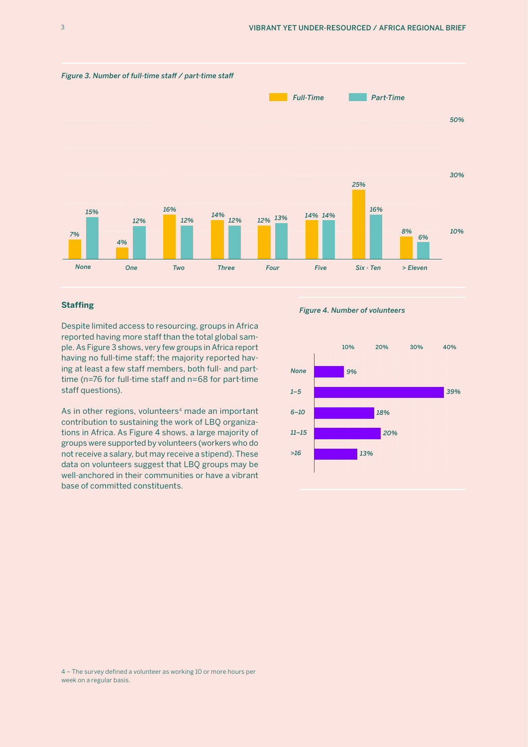*Figure 3. Number of full-time staff / part-time staff*

| | Full-Time | Part-Time |
|---|---|---|
| None | 7% | 15% |
| One | 4% | 12% |
| Two | 16% | 12% |
| Three | 14% | 12% |
| Four | 12% | 13% |
| Five | 14% | 14% |
| Six - Ten | 25% | 16% |
| > Eleven | 8% | 6% |

## Staffing

Despite limited access to resourcing, groups in Africa reported having more staff than the total global sample. As Figure 3 shows, very few groups in Africa report having no full-time staff; the majority reported having at least a few staff members, both full- and part-time (n=76 for full-time staff and n=68 for part-time staff questions).

As in other regions, volunteers[4] made an important contribution to sustaining the work of LBQ organizations in Africa. As Figure 4 shows, a large majority of groups were supported by volunteers (workers who do not receive a salary, but may receive a stipend). These data on volunteers suggest that LBQ groups may be well-anchored in their communities or have a vibrant base of committed constituents.

*Figure 4. Number of volunteers*

| | |
|---|---|
| None | 9% |
| 1–5 | 39% |
| 6–10 | 18% |
| 11–15 | 20% |
| >16 | 13% |

4 – The survey defined a volunteer as working 10 or more hours per week on a regular basis.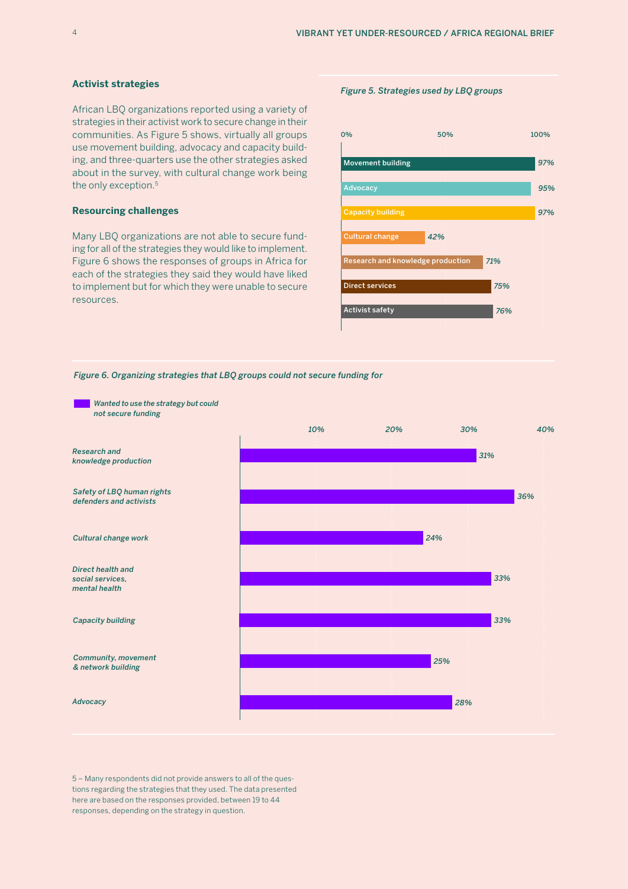## Activist strategies

African LBQ organizations reported using a variety of strategies in their activist work to secure change in their communities. As Figure 5 shows, virtually all groups use movement building, advocacy and capacity building, and three-quarters use the other strategies asked about in the survey, with cultural change work being the only exception.[5]

## Resourcing challenges

Many LBQ organizations are not able to secure funding for all of the strategies they would like to implement. Figure 6 shows the responses of groups in Africa for each of the strategies they said they would have liked to implement but for which they were unable to secure resources.

*Figure 5. Strategies used by LBQ groups*

| Strategy | Percentage |
|---|---|
| Movement building | 97% |
| Advocacy | 95% |
| Capacity building | 97% |
| Cultural change | 42% |
| Research and knowledge production | 71% |
| Direct services | 75% |
| Activist safety | 76% |

*Figure 6. Organizing strategies that LBQ groups could not secure funding for*

| Strategy | Wanted to use the strategy but could not secure funding |
|---|---|
| Research and knowledge production | 31% |
| Safety of LBQ human rights defenders and activists | 36% |
| Cultural change work | 24% |
| Direct health and social services, mental health | 33% |
| Capacity building | 33% |
| Community, movement & network building | 25% |
| Advocacy | 28% |

5 – Many respondents did not provide answers to all of the questions regarding the strategies that they used. The data presented here are based on the responses provided, between 19 to 44 responses, depending on the strategy in question.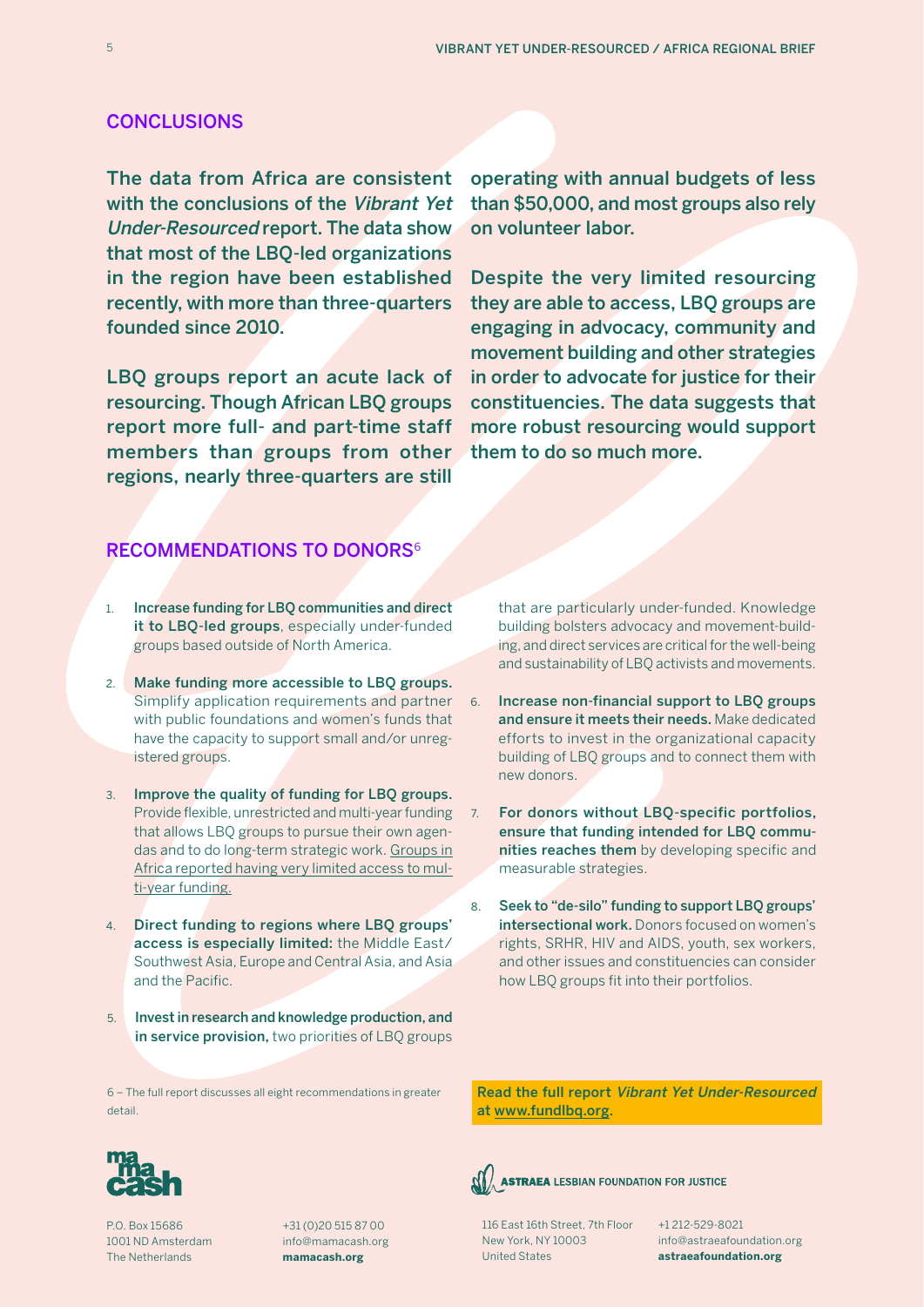## CONCLUSIONS

**The data from Africa are consistent with the conclusions of the *Vibrant Yet Under-Resourced* report. The data show that most of the LBQ-led organizations in the region have been established recently, with more than three-quarters founded since 2010.**

**LBQ groups report an acute lack of resourcing. Though African LBQ groups report more full- and part-time staff members than groups from other regions, nearly three-quarters are still operating with annual budgets of less than $50,000, and most groups also rely on volunteer labor.**

**Despite the very limited resourcing they are able to access, LBQ groups are engaging in advocacy, community and movement building and other strategies in order to advocate for justice for their constituencies. The data suggests that more robust resourcing would support them to do so much more.**

## RECOMMENDATIONS TO DONORS[6]

1. **Increase funding for LBQ communities and direct it to LBQ-led groups**, especially under-funded groups based outside of North America.
2. **Make funding more accessible to LBQ groups.** Simplify application requirements and partner with public foundations and women's funds that have the capacity to support small and/or unregistered groups.
3. **Improve the quality of funding for LBQ groups.** Provide flexible, unrestricted and multi-year funding that allows LBQ groups to pursue their own agendas and to do long-term strategic work. Groups in Africa reported having very limited access to multi-year funding.
4. **Direct funding to regions where LBQ groups' access is especially limited:** the Middle East/Southwest Asia, Europe and Central Asia, and Asia and the Pacific.
5. **Invest in research and knowledge production, and in service provision,** two priorities of LBQ groups that are particularly under-funded. Knowledge building bolsters advocacy and movement-building, and direct services are critical for the well-being and sustainability of LBQ activists and movements.
6. **Increase non-financial support to LBQ groups and ensure it meets their needs.** Make dedicated efforts to invest in the organizational capacity building of LBQ groups and to connect them with new donors.
7. **For donors without LBQ-specific portfolios, ensure that funding intended for LBQ communities reaches them** by developing specific and measurable strategies.
8. **Seek to "de-silo" funding to support LBQ groups' intersectional work.** Donors focused on women's rights, SRHR, HIV and AIDS, youth, sex workers, and other issues and constituencies can consider how LBQ groups fit into their portfolios.

6 – The full report discusses all eight recommendations in greater detail.

**Read the full report *Vibrant Yet Under-Resourced* at www.fundlbq.org.**

mama cash

P.O. Box 15686
1001 ND Amsterdam
The Netherlands

+31 (0)20 515 87 00
info@mamacash.org
**mamacash.org**

ASTRAEA LESBIAN FOUNDATION FOR JUSTICE

116 East 16th Street, 7th Floor
New York, NY 10003
United States

+1 212-529-8021
info@astraeafoundation.org
**astraeafoundation.org**